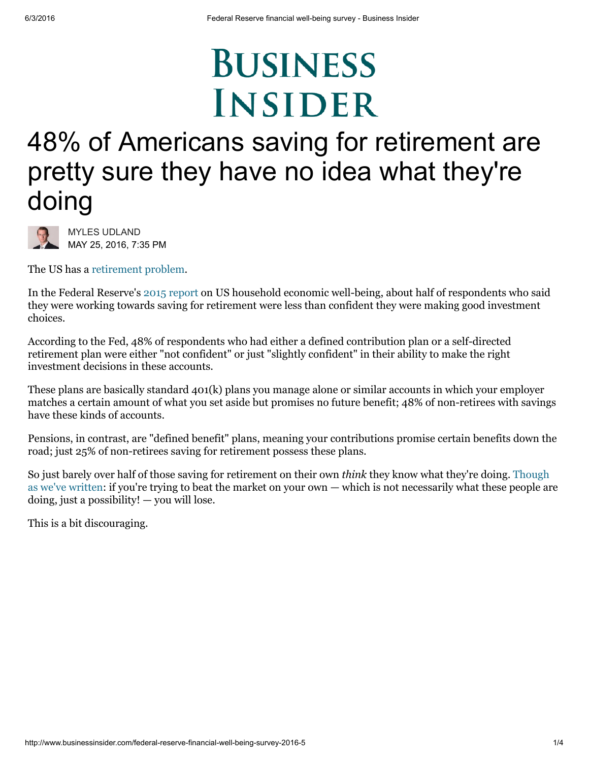# 48% of Americans saving for retirement are pretty sure they have no idea what they're doing

MYLES UDLAND
MAY 25, 2016, 7:35 PM

The US has a retirement problem.

In the Federal Reserve's 2015 report on US household economic well-being, about half of respondents who said they were working towards saving for retirement were less than confident they were making good investment choices.

According to the Fed, 48% of respondents who had either a defined contribution plan or a self-directed retirement plan were either "not confident" or just "slightly confident" in their ability to make the right investment decisions in these accounts.

These plans are basically standard 401(k) plans you manage alone or similar accounts in which your employer matches a certain amount of what you set aside but promises no future benefit; 48% of non-retirees with savings have these kinds of accounts.

Pensions, in contrast, are "defined benefit" plans, meaning your contributions promise certain benefits down the road; just 25% of non-retirees saving for retirement possess these plans.

So just barely over half of those saving for retirement on their own *think* they know what they're doing. Though as we've written: if you're trying to beat the market on your own — which is not necessarily what these people are doing, just a possibility! — you will lose.

This is a bit discouraging.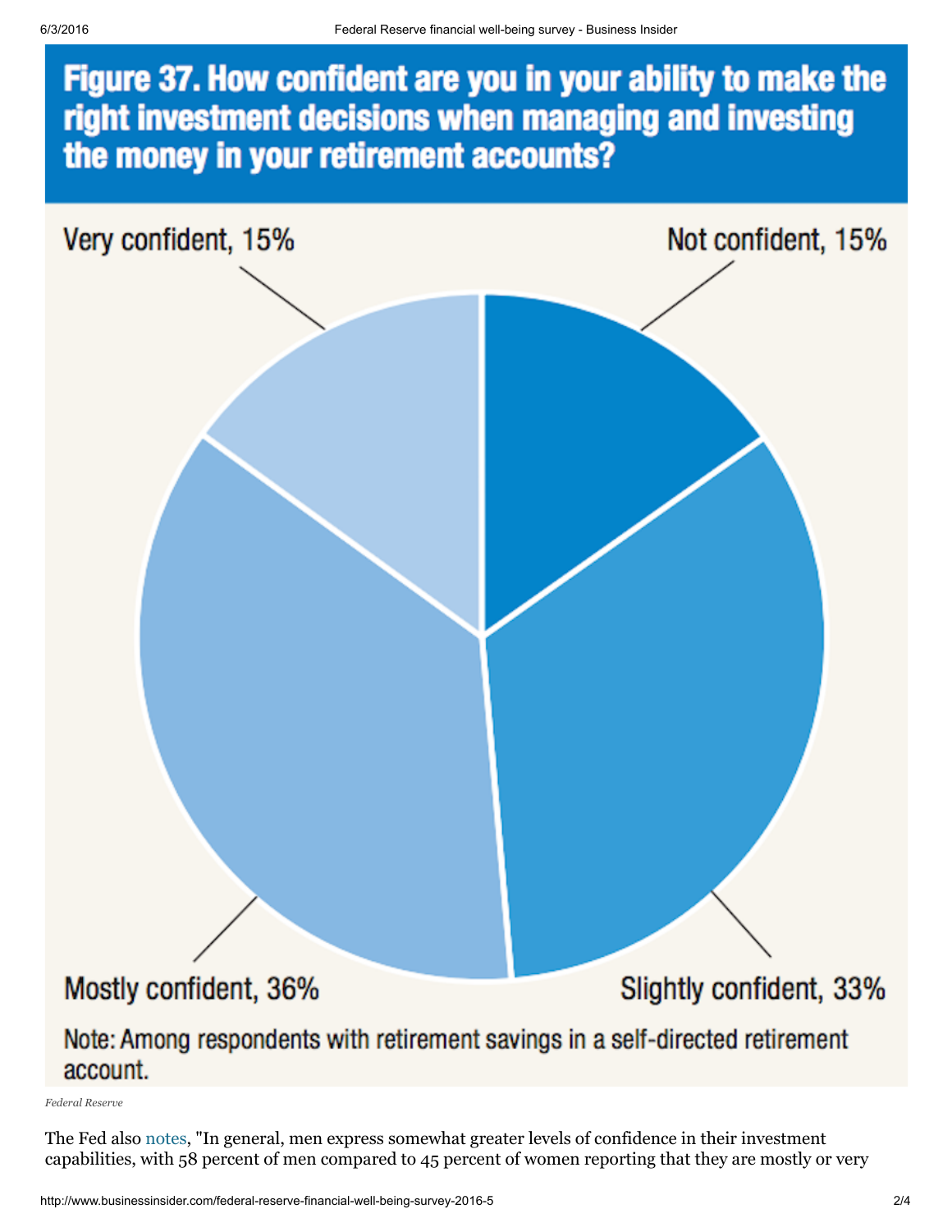**Figure 37. How confident are you in your ability to make the right investment decisions when managing and investing the money in your retirement accounts?**

Very confident, 15%

Not confident, 15%

Mostly confident, 36%

Slightly confident, 33%

Note: Among respondents with retirement savings in a self-directed retirement account.

*Federal Reserve*

The Fed also notes, "In general, men express somewhat greater levels of confidence in their investment capabilities, with 58 percent of men compared to 45 percent of women reporting that they are mostly or very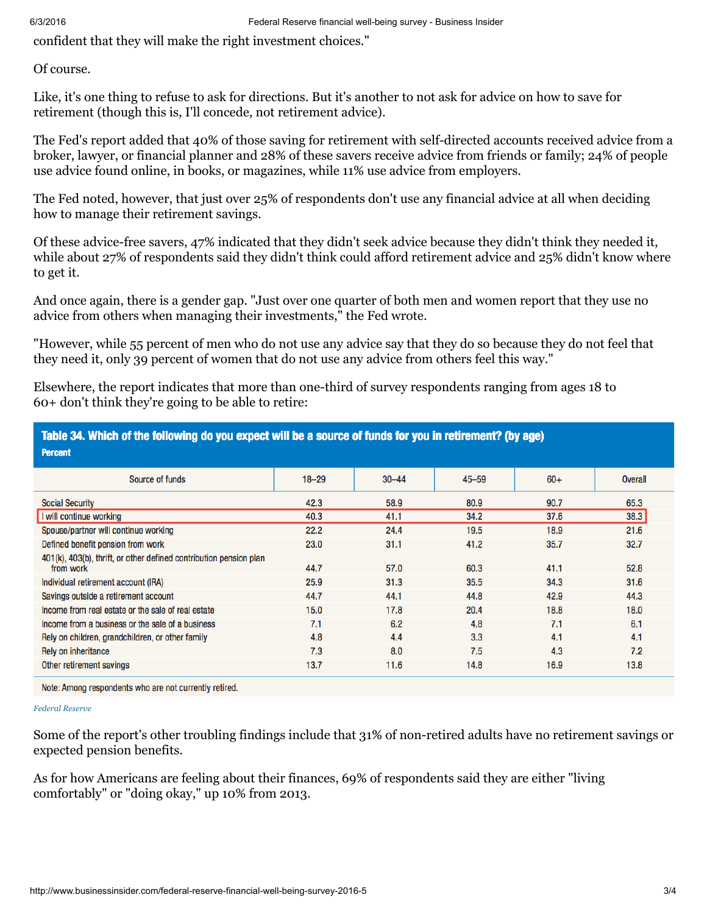confident that they will make the right investment choices."

Of course.

Like, it's one thing to refuse to ask for directions. But it's another to not ask for advice on how to save for retirement (though this is, I'll concede, not retirement advice).

The Fed's report added that 40% of those saving for retirement with self-directed accounts received advice from a broker, lawyer, or financial planner and 28% of these savers receive advice from friends or family; 24% of people use advice found online, in books, or magazines, while 11% use advice from employers.

The Fed noted, however, that just over 25% of respondents don't use any financial advice at all when deciding how to manage their retirement savings.

Of these advice-free savers, 47% indicated that they didn't seek advice because they didn't think they needed it, while about 27% of respondents said they didn't think could afford retirement advice and 25% didn't know where to get it.

And once again, there is a gender gap. "Just over one quarter of both men and women report that they use no advice from others when managing their investments," the Fed wrote.

"However, while 55 percent of men who do not use any advice say that they do so because they do not feel that they need it, only 39 percent of women that do not use any advice from others feel this way."

Elsewhere, the report indicates that more than one-third of survey respondents ranging from ages 18 to 60+ don't think they're going to be able to retire:

**Table 34. Which of the following do you expect will be a source of funds for you in retirement? (by age)**
**Percent**

| Source of funds | 18–29 | 30–44 | 45–59 | 60+ | Overall |
|---|---|---|---|---|---|
| Social Security | 42.3 | 58.9 | 80.9 | 90.7 | 65.3 |
| I will continue working | 40.3 | 41.1 | 34.2 | 37.6 | 38.3 |
| Spouse/partner will continue working | 22.2 | 24.4 | 19.5 | 18.9 | 21.6 |
| Defined benefit pension from work | 23.0 | 31.1 | 41.2 | 35.7 | 32.7 |
| 401(k), 403(b), thrift, or other defined contribution pension plan from work | 44.7 | 57.0 | 60.3 | 41.1 | 52.8 |
| Individual retirement account (IRA) | 25.9 | 31.3 | 35.5 | 34.3 | 31.6 |
| Savings outside a retirement account | 44.7 | 44.1 | 44.8 | 42.9 | 44.3 |
| Income from real estate or the sale of real estate | 15.0 | 17.8 | 20.4 | 18.8 | 18.0 |
| Income from a business or the sale of a business | 7.1 | 6.2 | 4.8 | 7.1 | 6.1 |
| Rely on children, grandchildren, or other family | 4.8 | 4.4 | 3.3 | 4.1 | 4.1 |
| Rely on inheritance | 7.3 | 8.0 | 7.5 | 4.3 | 7.2 |
| Other retirement savings | 13.7 | 11.6 | 14.8 | 16.9 | 13.8 |

Note: Among respondents who are not currently retired.

*Federal Reserve*

Some of the report's other troubling findings include that 31% of non-retired adults have no retirement savings or expected pension benefits.

As for how Americans are feeling about their finances, 69% of respondents said they are either "living comfortably" or "doing okay," up 10% from 2013.